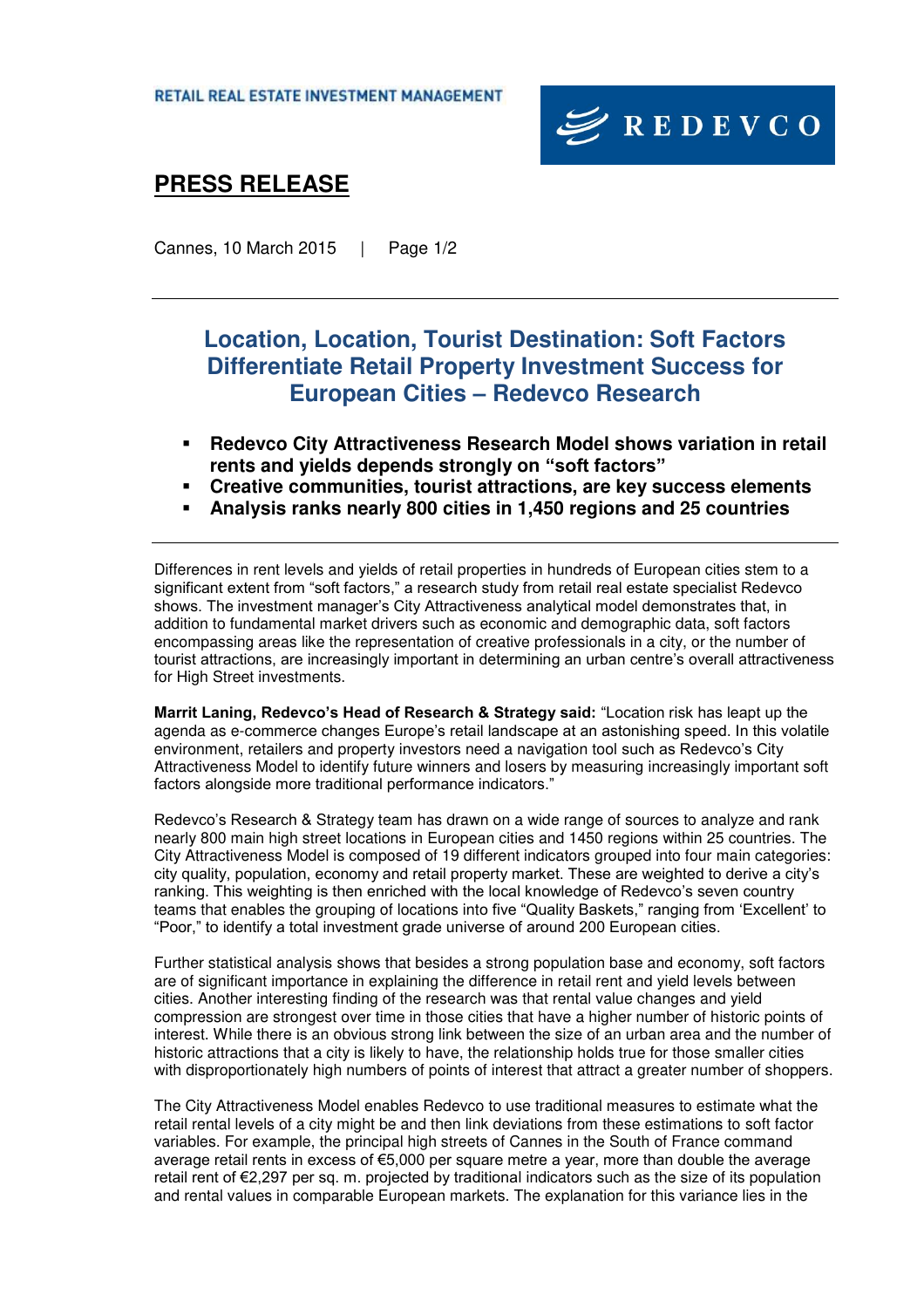RETAIL REAL ESTATE INVESTMENT MANAGEMENT

REDEVCO

# PRESS RELEASE

Cannes, 10 March 2015

## Location, Location, Tourist Destination: Soft Factors Differentiate Retail Property Investment Success for European Cities – Redevco Research

- **Redevco City Attractiveness Research Model shows variation in retail rents and yields depends strongly on "soft factors"**
- **Creative communities, tourist attractions, are key success elements**
- **Analysis ranks nearly 800 cities in 1,450 regions and 25 countries**

Differences in rent levels and yields of retail properties in hundreds of European cities stem to a significant extent from "soft factors," a research study from retail real estate specialist Redevco shows. The investment manager's City Attractiveness analytical model demonstrates that, in addition to fundamental market drivers such as economic and demographic data, soft factors encompassing areas like the representation of creative professionals in a city, or the number of tourist attractions, are increasingly important in determining an urban centre's overall attractiveness for High Street investments.

**Marrit Laning, Redevco's Head of Research & Strategy said:** "Location risk has leapt up the agenda as e-commerce changes Europe's retail landscape at an astonishing speed. In this volatile environment, retailers and property investors need a navigation tool such as Redevco's City Attractiveness Model to identify future winners and losers by measuring increasingly important soft factors alongside more traditional performance indicators."

Redevco's Research & Strategy team has drawn on a wide range of sources to analyze and rank nearly 800 main high street locations in European cities and 1450 regions within 25 countries. The City Attractiveness Model is composed of 19 different indicators grouped into four main categories: city quality, population, economy and retail property market. These are weighted to derive a city's ranking. This weighting is then enriched with the local knowledge of Redevco's seven country teams that enables the grouping of locations into five "Quality Baskets," ranging from 'Excellent' to "Poor," to identify a total investment grade universe of around 200 European cities.

Further statistical analysis shows that besides a strong population base and economy, soft factors are of significant importance in explaining the difference in retail rent and yield levels between cities. Another interesting finding of the research was that rental value changes and yield compression are strongest over time in those cities that have a higher number of historic points of interest. While there is an obvious strong link between the size of an urban area and the number of historic attractions that a city is likely to have, the relationship holds true for those smaller cities with disproportionately high numbers of points of interest that attract a greater number of shoppers.

The City Attractiveness Model enables Redevco to use traditional measures to estimate what the retail rental levels of a city might be and then link deviations from these estimations to soft factor variables. For example, the principal high streets of Cannes in the South of France command average retail rents in excess of €5,000 per square metre a year, more than double the average retail rent of €2,297 per sq. m. projected by traditional indicators such as the size of its population and rental values in comparable European markets. The explanation for this variance lies in the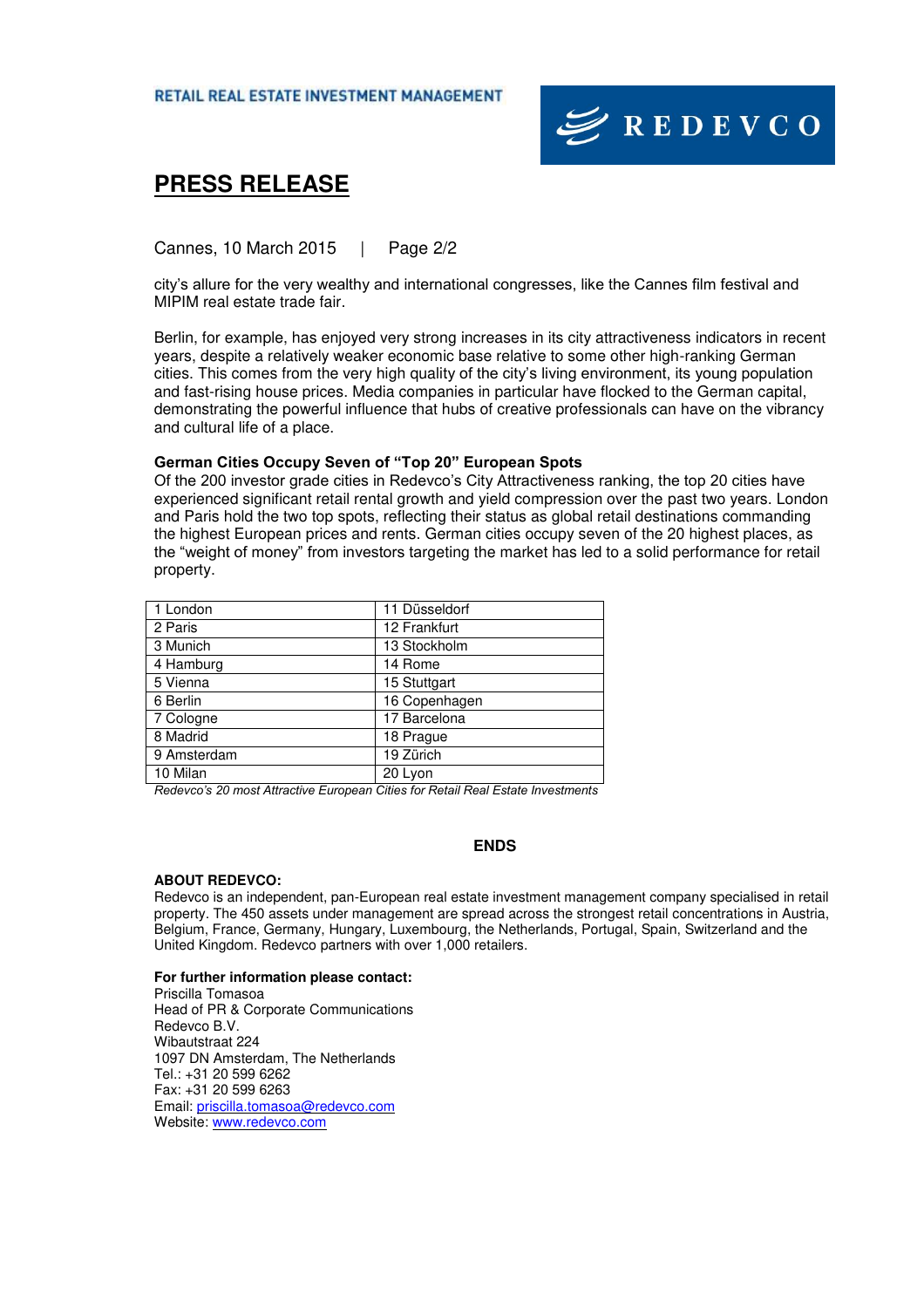city's allure for the very wealthy and international congresses, like the Cannes film festival and MIPIM real estate trade fair.

Berlin, for example, has enjoyed very strong increases in its city attractiveness indicators in recent years, despite a relatively weaker economic base relative to some other high-ranking German cities. This comes from the very high quality of the city's living environment, its young population and fast-rising house prices. Media companies in particular have flocked to the German capital, demonstrating the powerful influence that hubs of creative professionals can have on the vibrancy and cultural life of a place.

**German Cities Occupy Seven of "Top 20" European Spots**

Of the 200 investor grade cities in Redevco's City Attractiveness ranking, the top 20 cities have experienced significant retail rental growth and yield compression over the past two years. London and Paris hold the two top spots, reflecting their status as global retail destinations commanding the highest European prices and rents. German cities occupy seven of the 20 highest places, as the "weight of money" from investors targeting the market has led to a solid performance for retail property.

| | |
|---|---|
| 1 London | 11 Düsseldorf |
| 2 Paris | 12 Frankfurt |
| 3 Munich | 13 Stockholm |
| 4 Hamburg | 14 Rome |
| 5 Vienna | 15 Stuttgart |
| 6 Berlin | 16 Copenhagen |
| 7 Cologne | 17 Barcelona |
| 8 Madrid | 18 Prague |
| 9 Amsterdam | 19 Zürich |
| 10 Milan | 20 Lyon |

*Redevco's 20 most Attractive European Cities for Retail Real Estate Investments*

**ENDS**

**ABOUT REDEVCO:**

Redevco is an independent, pan-European real estate investment management company specialised in retail property. The 450 assets under management are spread across the strongest retail concentrations in Austria, Belgium, France, Germany, Hungary, Luxembourg, the Netherlands, Portugal, Spain, Switzerland and the United Kingdom. Redevco partners with over 1,000 retailers.

**For further information please contact:**

Priscilla Tomasoa
Head of PR & Corporate Communications
Redevco B.V.
Wibautstraat 224
1097 DN Amsterdam, The Netherlands
Tel.: +31 20 599 6262
Fax: +31 20 599 6263
Email: priscilla.tomasoa@redevco.com
Website: www.redevco.com